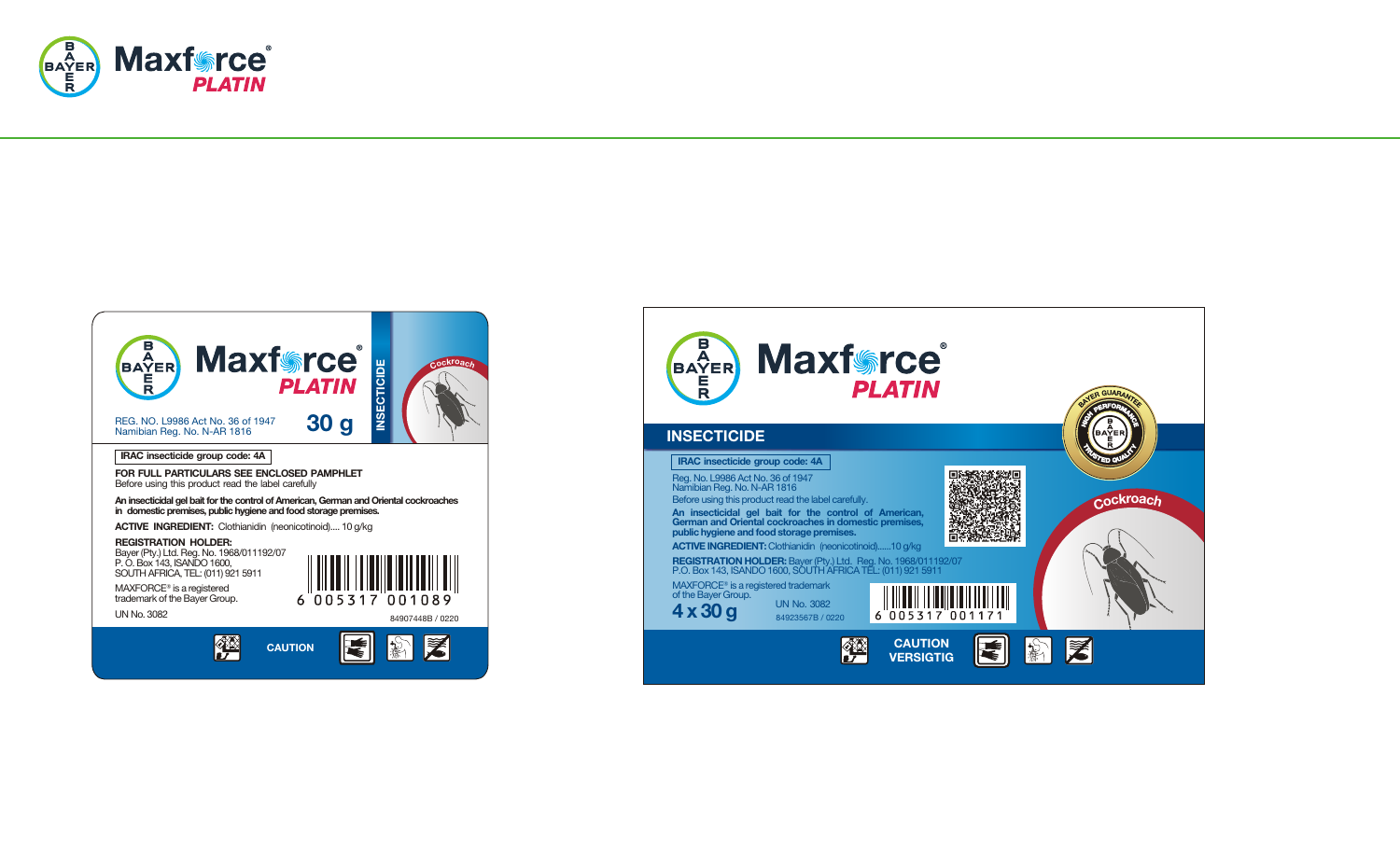# BAYER Maxforce® PLATIN

## Maxforce® PLATIN — 30 g

INSECTICIDE

Cockroach

REG. NO. L9986 Act No. 36 of 1947
Namibian Reg. No. N-AR 1816

**30 g**

**IRAC insecticide group code: 4A**

**FOR FULL PARTICULARS SEE ENCLOSED PAMPHLET**
Before using this product read the label carefully

**An insecticidal gel bait for the control of American, German and Oriental cockroaches in domestic premises, public hygiene and food storage premises.**

**ACTIVE INGREDIENT:** Clothianidin (neonicotinoid).... 10 g/kg

**REGISTRATION HOLDER:**
Bayer (Pty.) Ltd. Reg. No. 1968/011192/07
P. O. Box 143, ISANDO 1600,
SOUTH AFRICA, TEL: (011) 921 5911

MAXFORCE® is a registered trademark of the Bayer Group.

UN No. 3082

6 005317 001089

84907448B / 0220

**CAUTION**

## Maxforce® PLATIN — 4 x 30 g

**INSECTICIDE**

BAYER GUARANTEE — HIGH PERFORMANCE — TRUSTED QUALITY

Cockroach

**IRAC insecticide group code: 4A**

Reg. No. L9986 Act No. 36 of 1947
Namibian Reg. No. N-AR 1816
Before using this product read the label carefully.

**An insecticidal gel bait for the control of American, German and Oriental cockroaches in domestic premises, public hygiene and food storage premises.**

**ACTIVE INGREDIENT:** Clothianidin (neonicotinoid)......10 g/kg

**REGISTRATION HOLDER:** Bayer (Pty.) Ltd. Reg. No. 1968/011192/07
P.O. Box 143, ISANDO 1600, SOUTH AFRICA TEL: (011) 921 5911

MAXFORCE® is a registered trademark of the Bayer Group.

**4 x 30 g**

UN No. 3082

84923567B / 0220

6 005317 001171

**CAUTION**
**VERSIGTIG**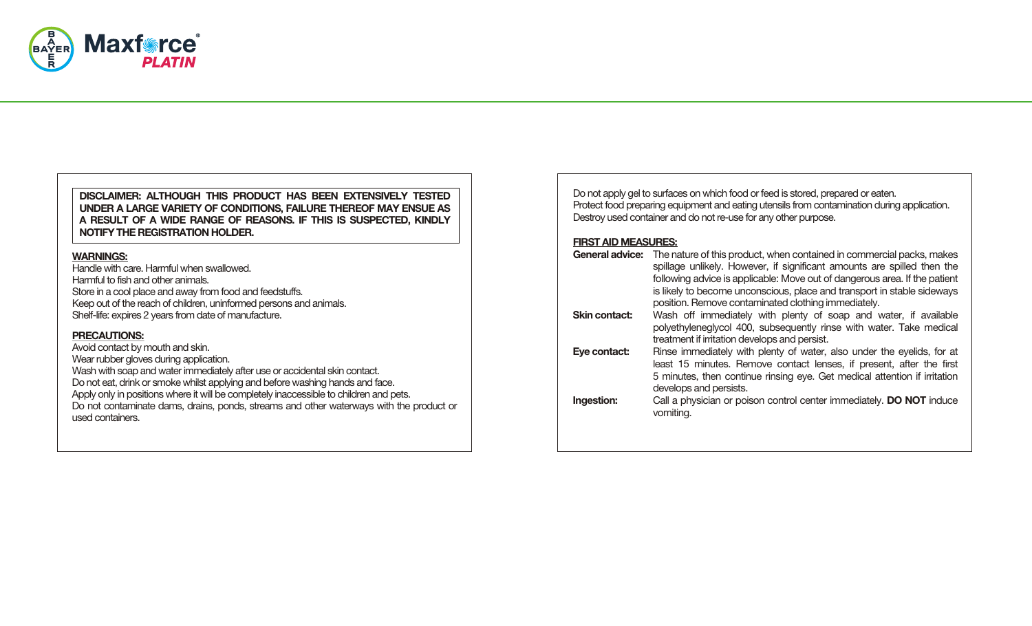Maxforce PLATIN

**DISCLAIMER: ALTHOUGH THIS PRODUCT HAS BEEN EXTENSIVELY TESTED UNDER A LARGE VARIETY OF CONDITIONS, FAILURE THEREOF MAY ENSUE AS A RESULT OF A WIDE RANGE OF REASONS. IF THIS IS SUSPECTED, KINDLY NOTIFY THE REGISTRATION HOLDER.**

**WARNINGS:**

Handle with care. Harmful when swallowed.
Harmful to fish and other animals.
Store in a cool place and away from food and feedstuffs.
Keep out of the reach of children, uninformed persons and animals.
Shelf-life: expires 2 years from date of manufacture.

**PRECAUTIONS:**

Avoid contact by mouth and skin.
Wear rubber gloves during application.
Wash with soap and water immediately after use or accidental skin contact.
Do not eat, drink or smoke whilst applying and before washing hands and face.
Apply only in positions where it will be completely inaccessible to children and pets.
Do not contaminate dams, drains, ponds, streams and other waterways with the product or used containers.

Do not apply gel to surfaces on which food or feed is stored, prepared or eaten.
Protect food preparing equipment and eating utensils from contamination during application.
Destroy used container and do not re-use for any other purpose.

**FIRST AID MEASURES:**

**General advice:** The nature of this product, when contained in commercial packs, makes spillage unlikely. However, if significant amounts are spilled then the following advice is applicable: Move out of dangerous area. If the patient is likely to become unconscious, place and transport in stable sideways position. Remove contaminated clothing immediately.

**Skin contact:** Wash off immediately with plenty of soap and water, if available polyethyleneglycol 400, subsequently rinse with water. Take medical treatment if irritation develops and persist.

**Eye contact:** Rinse immediately with plenty of water, also under the eyelids, for at least 15 minutes. Remove contact lenses, if present, after the first 5 minutes, then continue rinsing eye. Get medical attention if irritation develops and persists.

**Ingestion:** Call a physician or poison control center immediately. **DO NOT** induce vomiting.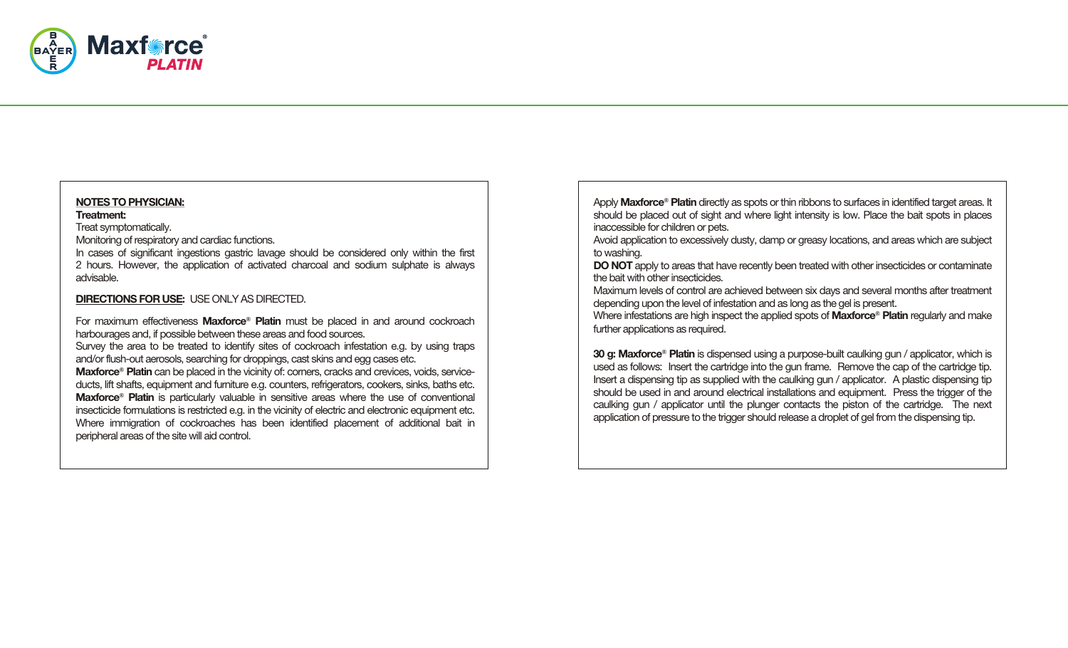Maxforce® PLATIN

**NOTES TO PHYSICIAN:**

**Treatment:**

Treat symptomatically.

Monitoring of respiratory and cardiac functions.

In cases of significant ingestions gastric lavage should be considered only within the first 2 hours. However, the application of activated charcoal and sodium sulphate is always advisable.

**DIRECTIONS FOR USE:** USE ONLY AS DIRECTED.

For maximum effectiveness **Maxforce® Platin** must be placed in and around cockroach harbourages and, if possible between these areas and food sources.

Survey the area to be treated to identify sites of cockroach infestation e.g. by using traps and/or flush-out aerosols, searching for droppings, cast skins and egg cases etc.

**Maxforce® Platin** can be placed in the vicinity of: corners, cracks and crevices, voids, service-ducts, lift shafts, equipment and furniture e.g. counters, refrigerators, cookers, sinks, baths etc.

**Maxforce® Platin** is particularly valuable in sensitive areas where the use of conventional insecticide formulations is restricted e.g. in the vicinity of electric and electronic equipment etc.

Where immigration of cockroaches has been identified placement of additional bait in peripheral areas of the site will aid control.

Apply **Maxforce® Platin** directly as spots or thin ribbons to surfaces in identified target areas. It should be placed out of sight and where light intensity is low. Place the bait spots in places inaccessible for children or pets.

Avoid application to excessively dusty, damp or greasy locations, and areas which are subject to washing.

**DO NOT** apply to areas that have recently been treated with other insecticides or contaminate the bait with other insecticides.

Maximum levels of control are achieved between six days and several months after treatment depending upon the level of infestation and as long as the gel is present.

Where infestations are high inspect the applied spots of **Maxforce® Platin** regularly and make further applications as required.

**30 g: Maxforce® Platin** is dispensed using a purpose-built caulking gun / applicator, which is used as follows: Insert the cartridge into the gun frame. Remove the cap of the cartridge tip. Insert a dispensing tip as supplied with the caulking gun / applicator. A plastic dispensing tip should be used in and around electrical installations and equipment. Press the trigger of the caulking gun / applicator until the plunger contacts the piston of the cartridge. The next application of pressure to the trigger should release a droplet of gel from the dispensing tip.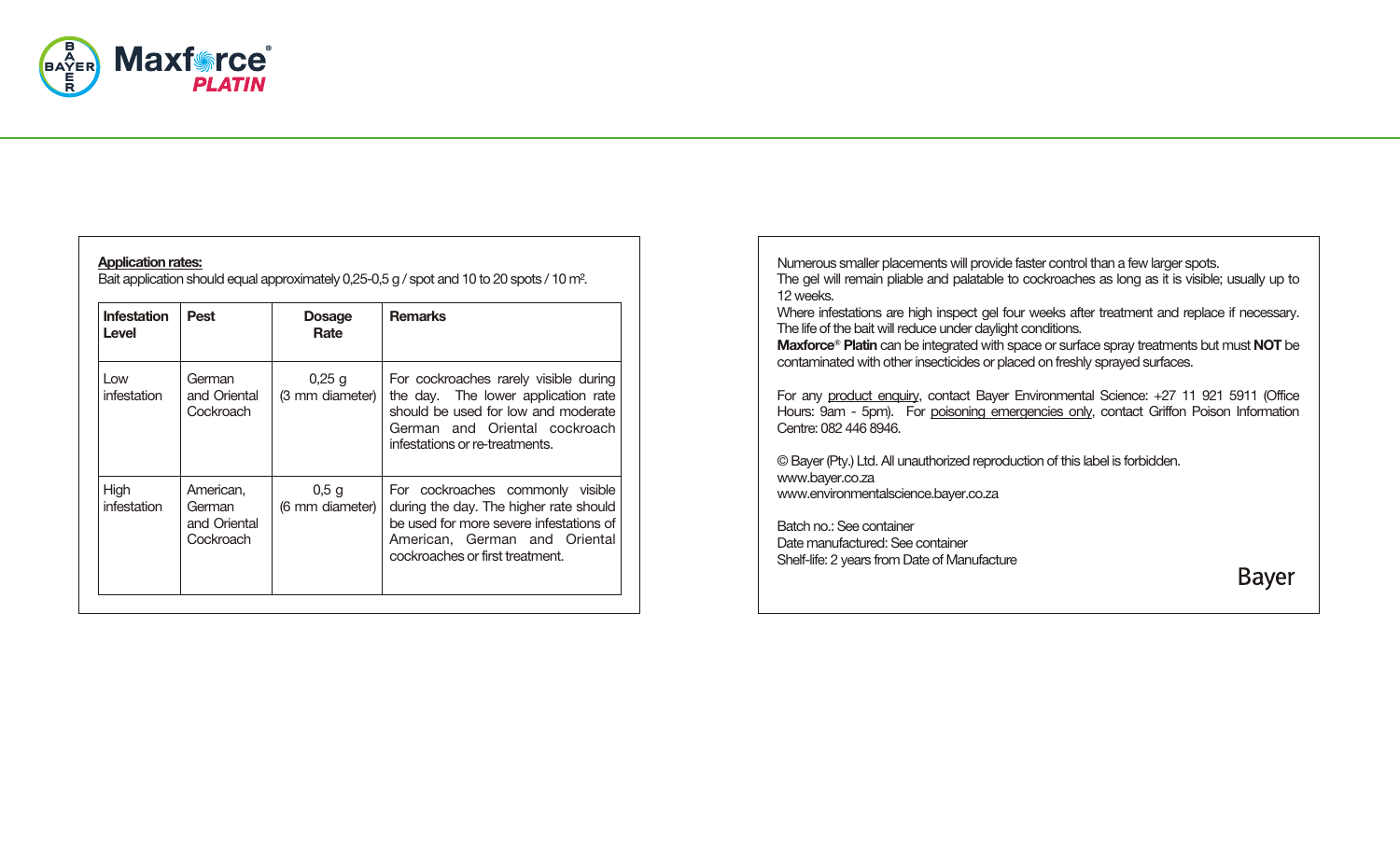Maxforce® PLATIN

**Application rates:**

Bait application should equal approximately 0,25-0,5 g / spot and 10 to 20 spots / 10 m².

| Infestation Level | Pest | Dosage Rate | Remarks |
|---|---|---|---|
| Low infestation | German and Oriental Cockroach | 0,25 g (3 mm diameter) | For cockroaches rarely visible during the day. The lower application rate should be used for low and moderate German and Oriental cockroach infestations or re-treatments. |
| High infestation | American, German and Oriental Cockroach | 0,5 g (6 mm diameter) | For cockroaches commonly visible during the day. The higher rate should be used for more severe infestations of American, German and Oriental cockroaches or first treatment. |

Numerous smaller placements will provide faster control than a few larger spots.
The gel will remain pliable and palatable to cockroaches as long as it is visible; usually up to 12 weeks.
Where infestations are high inspect gel four weeks after treatment and replace if necessary. The life of the bait will reduce under daylight conditions.
**Maxforce® Platin** can be integrated with space or surface spray treatments but must **NOT** be contaminated with other insecticides or placed on freshly sprayed surfaces.

For any product enquiry, contact Bayer Environmental Science: +27 11 921 5911 (Office Hours: 9am - 5pm). For poisoning emergencies only, contact Griffon Poison Information Centre: 082 446 8946.

© Bayer (Pty.) Ltd. All unauthorized reproduction of this label is forbidden.
www.bayer.co.za
www.environmentalscience.bayer.co.za

Batch no.: See container
Date manufactured: See container
Shelf-life: 2 years from Date of Manufacture

Bayer